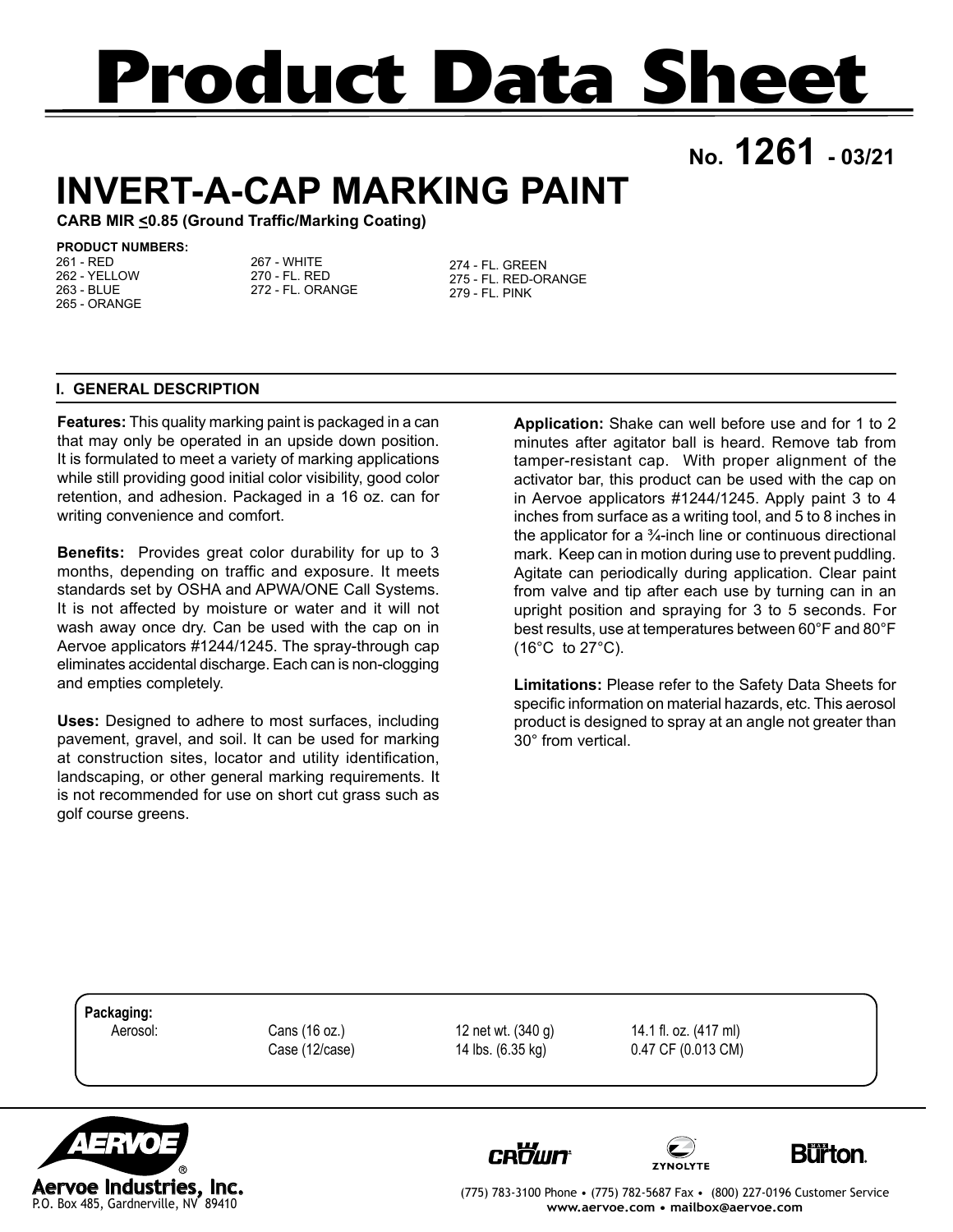# Product Data Sheet

**No. 1261 - 03/21**

# INVERT-A-CAP MARKING PAINT

**CARB MIR <0.85 (Ground Traffic/Marking Coating)**

**PRODUCT NUMBERS:**

261 - RED
262 - YELLOW
263 - BLUE
265 - ORANGE
267 - WHITE
270 - FL. RED
272 - FL. ORANGE
274 - FL. GREEN
275 - FL. RED-ORANGE
279 - FL. PINK

## I. GENERAL DESCRIPTION

**Features:** This quality marking paint is packaged in a can that may only be operated in an upside down position. It is formulated to meet a variety of marking applications while still providing good initial color visibility, good color retention, and adhesion. Packaged in a 16 oz. can for writing convenience and comfort.

**Benefits:** Provides great color durability for up to 3 months, depending on traffic and exposure. It meets standards set by OSHA and APWA/ONE Call Systems. It is not affected by moisture or water and it will not wash away once dry. Can be used with the cap on in Aervoe applicators #1244/1245. The spray-through cap eliminates accidental discharge. Each can is non-clogging and empties completely.

**Uses:** Designed to adhere to most surfaces, including pavement, gravel, and soil. It can be used for marking at construction sites, locator and utility identification, landscaping, or other general marking requirements. It is not recommended for use on short cut grass such as golf course greens.

**Application:** Shake can well before use and for 1 to 2 minutes after agitator ball is heard. Remove tab from tamper-resistant cap. With proper alignment of the activator bar, this product can be used with the cap on in Aervoe applicators #1244/1245. Apply paint 3 to 4 inches from surface as a writing tool, and 5 to 8 inches in the applicator for a ¾-inch line or continuous directional mark. Keep can in motion during use to prevent puddling. Agitate can periodically during application. Clear paint from valve and tip after each use by turning can in an upright position and spraying for 3 to 5 seconds. For best results, use at temperatures between 60°F and 80°F (16°C to 27°C).

**Limitations:** Please refer to the Safety Data Sheets for specific information on material hazards, etc. This aerosol product is designed to spray at an angle not greater than 30° from vertical.

**Packaging:**

| | | | |
|---|---|---|---|
| Aerosol: | Cans (16 oz.) | 12 net wt. (340 g) | 14.1 fl. oz. (417 ml) |
| | Case (12/case) | 14 lbs. (6.35 kg) | 0.47 CF (0.013 CM) |

Aervoe Industries, Inc.
P.O. Box 485, Gardnerville, NV 89410

(775) 783-3100 Phone • (775) 782-5687 Fax • (800) 227-0196 Customer Service
www.aervoe.com • mailbox@aervoe.com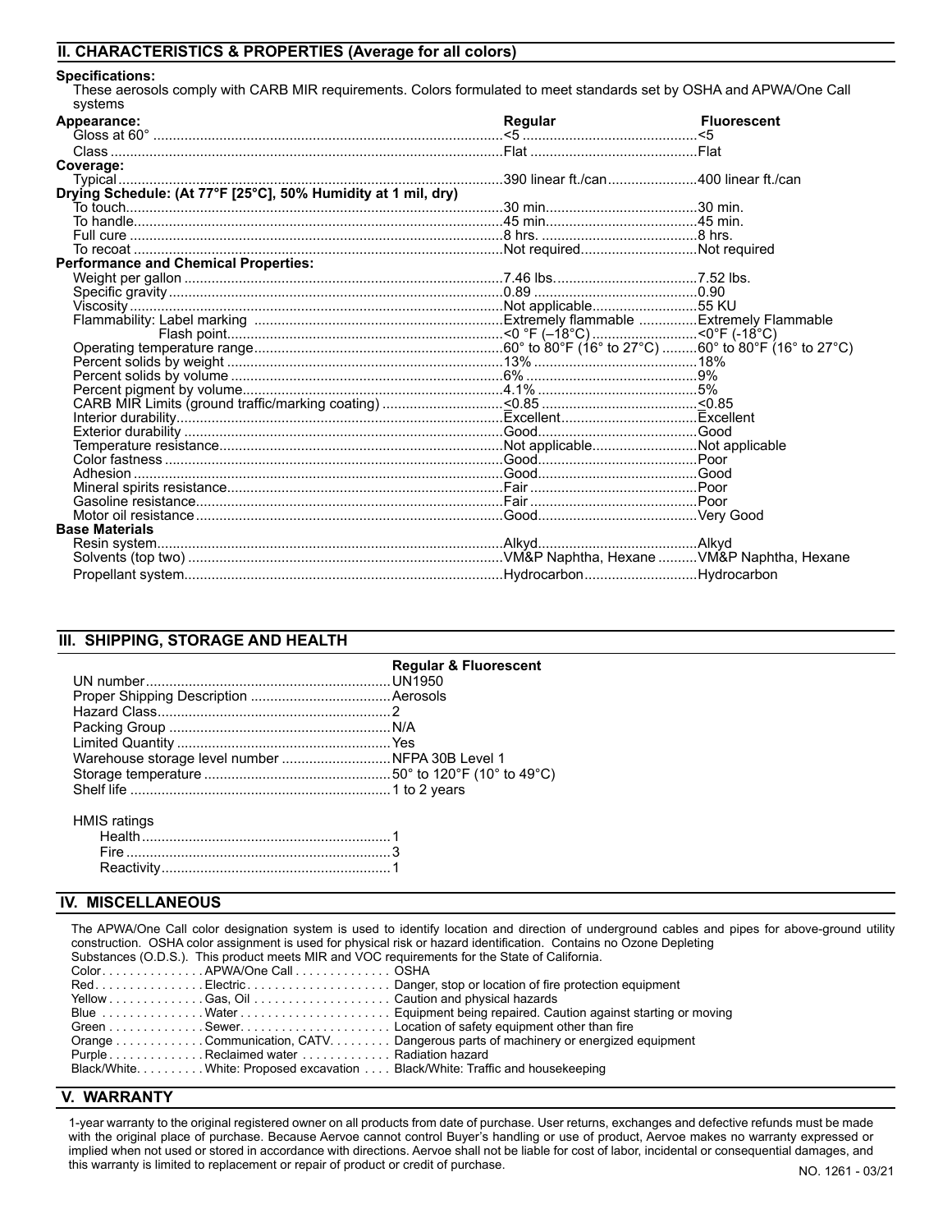## II. CHARACTERISTICS & PROPERTIES (Average for all colors)

**Specifications:**

These aerosols comply with CARB MIR requirements. Colors formulated to meet standards set by OSHA and APWA/One Call systems

| **Appearance:** | **Regular** | **Fluorescent** |
|---|---|---|
| Gloss at 60° | <5 | <5 |
| Class | Flat | Flat |
| **Coverage:** | | |
| Typical | 390 linear ft./can | 400 linear ft./can |
| **Drying Schedule: (At 77°F [25°C], 50% Humidity at 1 mil, dry)** | | |
| To touch | 30 min. | 30 min. |
| To handle | 45 min. | 45 min. |
| Full cure | 8 hrs. | 8 hrs. |
| To recoat | Not required | Not required |
| **Performance and Chemical Properties:** | | |
| Weight per gallon | 7.46 lbs. | 7.52 lbs. |
| Specific gravity | 0.89 | 0.90 |
| Viscosity | Not applicable | 55 KU |
| Flammability: Label marking | Extremely flammable | Extremely Flammable |
| Flash point | <0 °F (–18°C) | <0°F (-18°C) |
| Operating temperature range | 60° to 80°F (16° to 27°C) | 60° to 80°F (16° to 27°C) |
| Percent solids by weight | 13% | 18% |
| Percent solids by volume | 6% | 9% |
| Percent pigment by volume | 4.1% | 5% |
| CARB MIR Limits (ground traffic/marking coating) | ≤0.85 | ≤0.85 |
| Interior durability | Excellent | Excellent |
| Exterior durability | Good | Good |
| Temperature resistance | Not applicable | Not applicable |
| Color fastness | Good | Poor |
| Adhesion | Good | Good |
| Mineral spirits resistance | Fair | Poor |
| Gasoline resistance | Fair | Poor |
| Motor oil resistance | Good | Very Good |
| **Base Materials** | | |
| Resin system | Alkyd | Alkyd |
| Solvents (top two) | VM&P Naphtha, Hexane | VM&P Naphtha, Hexane |
| Propellant system | Hydrocarbon | Hydrocarbon |

## III. SHIPPING, STORAGE AND HEALTH

| | **Regular & Fluorescent** |
|---|---|
| UN number | UN1950 |
| Proper Shipping Description | Aerosols |
| Hazard Class | 2 |
| Packing Group | N/A |
| Limited Quantity | Yes |
| Warehouse storage level number | NFPA 30B Level 1 |
| Storage temperature | 50° to 120°F (10° to 49°C) |
| Shelf life | 1 to 2 years |

HMIS ratings

| | |
|---|---|
| Health | 1 |
| Fire | 3 |
| Reactivity | 1 |

## IV. MISCELLANEOUS

The APWA/One Call color designation system is used to identify location and direction of underground cables and pipes for above-ground utility construction. OSHA color assignment is used for physical risk or hazard identification. Contains no Ozone Depleting Substances (O.D.S.). This product meets MIR and VOC requirements for the State of California.

| Color | APWA/One Call | OSHA |
|---|---|---|
| Red | Electric | Danger, stop or location of fire protection equipment |
| Yellow | Gas, Oil | Caution and physical hazards |
| Blue | Water | Equipment being repaired. Caution against starting or moving |
| Green | Sewer | Location of safety equipment other than fire |
| Orange | Communication, CATV. | Dangerous parts of machinery or energized equipment |
| Purple | Reclaimed water | Radiation hazard |
| Black/White. | White: Proposed excavation | Black/White: Traffic and housekeeping |

## V. WARRANTY

1-year warranty to the original registered owner on all products from date of purchase. User returns, exchanges and defective refunds must be made with the original place of purchase. Because Aervoe cannot control Buyer's handling or use of product, Aervoe makes no warranty expressed or implied when not used or stored in accordance with directions. Aervoe shall not be liable for cost of labor, incidental or consequential damages, and this warranty is limited to replacement or repair of product or credit of purchase.

NO. 1261 - 03/21